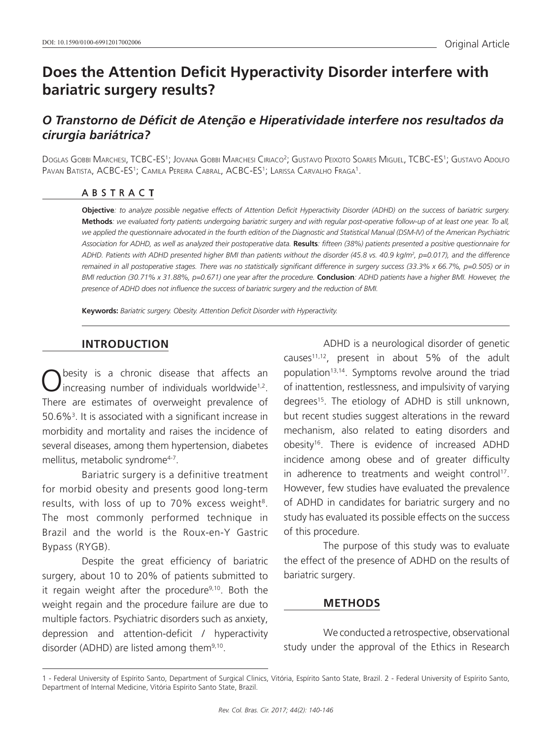# Does the Attention Deficit Hyperactivity Disorder interfere with bariatric surgery results?

## *O Transtorno de Déficit de Atenção e Hiperatividade interfere nos resultados da cirurgia bariátrica?*

Doglas Gobbi Marchesi, TCBC-ES[1]; Jovana Gobbi Marchesi Ciriaco[2]; Gustavo Peixoto Soares Miguel, TCBC-ES[1]; Gustavo Adolfo Pavan Batista, ACBC-ES[1]; Camila Pereira Cabral, ACBC-ES[1]; Larissa Carvalho Fraga[1].

## ABSTRACT

**Objective**: *to analyze possible negative effects of Attention Deficit Hyperactivity Disorder (ADHD) on the success of bariatric surgery.* **Methods**: *we evaluated forty patients undergoing bariatric surgery and with regular post-operative follow-up of at least one year. To all, we applied the questionnaire advocated in the fourth edition of the Diagnostic and Statistical Manual (DSM-IV) of the American Psychiatric Association for ADHD, as well as analyzed their postoperative data.* **Results**: *fifteen (38%) patients presented a positive questionnaire for ADHD. Patients with ADHD presented higher BMI than patients without the disorder (45.8 vs. 40.9 kg/m², p=0.017), and the difference remained in all postoperative stages. There was no statistically significant difference in surgery success (33.3% x 66.7%, p=0.505) or in BMI reduction (30.71% x 31.88%, p=0.671) one year after the procedure.* **Conclusion**: *ADHD patients have a higher BMI. However, the presence of ADHD does not influence the success of bariatric surgery and the reduction of BMI.*

**Keywords:** *Bariatric surgery. Obesity. Attention Deficit Disorder with Hyperactivity.*

## INTRODUCTION

Obesity is a chronic disease that affects an increasing number of individuals worldwide[1,2]. There are estimates of overweight prevalence of 50.6%[3]. It is associated with a significant increase in morbidity and mortality and raises the incidence of several diseases, among them hypertension, diabetes mellitus, metabolic syndrome[4-7].

Bariatric surgery is a definitive treatment for morbid obesity and presents good long-term results, with loss of up to 70% excess weight[8]. The most commonly performed technique in Brazil and the world is the Roux-en-Y Gastric Bypass (RYGB).

Despite the great efficiency of bariatric surgery, about 10 to 20% of patients submitted to it regain weight after the procedure[9,10]. Both the weight regain and the procedure failure are due to multiple factors. Psychiatric disorders such as anxiety, depression and attention-deficit / hyperactivity disorder (ADHD) are listed among them[9,10].

ADHD is a neurological disorder of genetic causes[11,12], present in about 5% of the adult population[13,14]. Symptoms revolve around the triad of inattention, restlessness, and impulsivity of varying degrees[15]. The etiology of ADHD is still unknown, but recent studies suggest alterations in the reward mechanism, also related to eating disorders and obesity[16]. There is evidence of increased ADHD incidence among obese and of greater difficulty in adherence to treatments and weight control[17]. However, few studies have evaluated the prevalence of ADHD in candidates for bariatric surgery and no study has evaluated its possible effects on the success of this procedure.

The purpose of this study was to evaluate the effect of the presence of ADHD on the results of bariatric surgery.

## METHODS

We conducted a retrospective, observational study under the approval of the Ethics in Research

1 - Federal University of Espírito Santo, Department of Surgical Clinics, Vitória, Espírito Santo State, Brazil. 2 - Federal University of Espírito Santo, Department of Internal Medicine, Vitória Espírito Santo State, Brazil.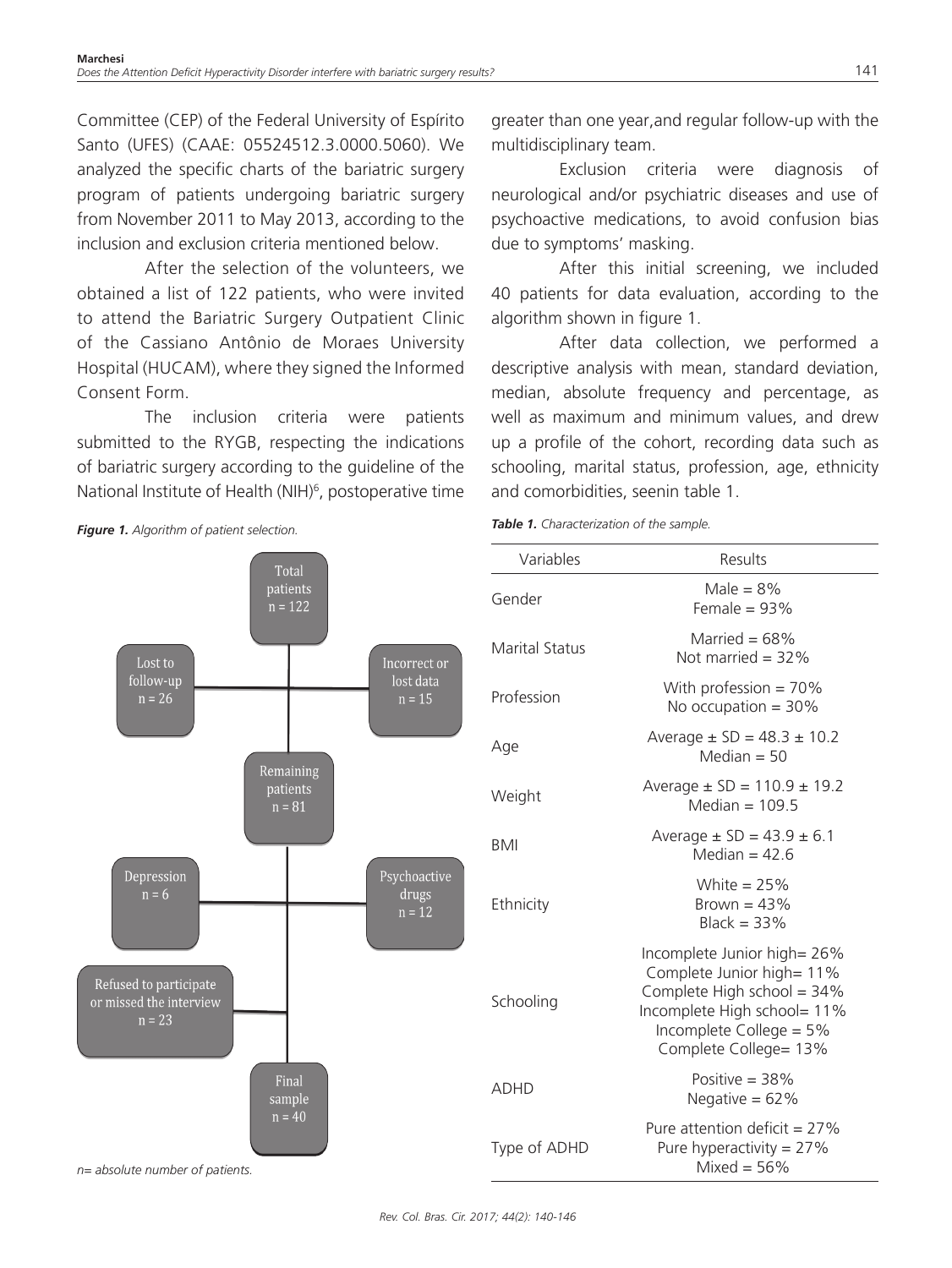Committee (CEP) of the Federal University of Espírito Santo (UFES) (CAAE: 05524512.3.0000.5060). We analyzed the specific charts of the bariatric surgery program of patients undergoing bariatric surgery from November 2011 to May 2013, according to the inclusion and exclusion criteria mentioned below.

After the selection of the volunteers, we obtained a list of 122 patients, who were invited to attend the Bariatric Surgery Outpatient Clinic of the Cassiano Antônio de Moraes University Hospital (HUCAM), where they signed the Informed Consent Form.

The inclusion criteria were patients submitted to the RYGB, respecting the indications of bariatric surgery according to the guideline of the National Institute of Health (NIH)[6], postoperative time greater than one year,and regular follow-up with the multidisciplinary team.

Exclusion criteria were diagnosis of neurological and/or psychiatric diseases and use of psychoactive medications, to avoid confusion bias due to symptoms' masking.

After this initial screening, we included 40 patients for data evaluation, according to the algorithm shown in figure 1.

After data collection, we performed a descriptive analysis with mean, standard deviation, median, absolute frequency and percentage, as well as maximum and minimum values, and drew up a profile of the cohort, recording data such as schooling, marital status, profession, age, ethnicity and comorbidities, seenin table 1.

***Figure 1.*** *Algorithm of patient selection.*

Total patients n = 122 → Lost to follow-up n = 26; Incorrect or lost data n = 15 → Remaining patients n = 81 → Depression n = 6; Psychoactive drugs n = 12; Refused to participate or missed the interview n = 23 → Final sample n = 40

*n= absolute number of patients.*

***Table 1.*** *Characterization of the sample.*

| Variables | Results |
|---|---|
| Gender | Male = 8%<br>Female = 93% |
| Marital Status | Married = 68%<br>Not married = 32% |
| Profession | With profession = 70%<br>No occupation = 30% |
| Age | Average ± SD = 48.3 ± 10.2<br>Median = 50 |
| Weight | Average ± SD = 110.9 ± 19.2<br>Median = 109.5 |
| BMI | Average ± SD = 43.9 ± 6.1<br>Median = 42.6 |
| Ethnicity | White = 25%<br>Brown = 43%<br>Black = 33% |
| Schooling | Incomplete Junior high= 26%<br>Complete Junior high= 11%<br>Complete High school = 34%<br>Incomplete High school= 11%<br>Incomplete College = 5%<br>Complete College= 13% |
| ADHD | Positive = 38%<br>Negative = 62% |
| Type of ADHD | Pure attention deficit = 27%<br>Pure hyperactivity = 27%<br>Mixed = 56% |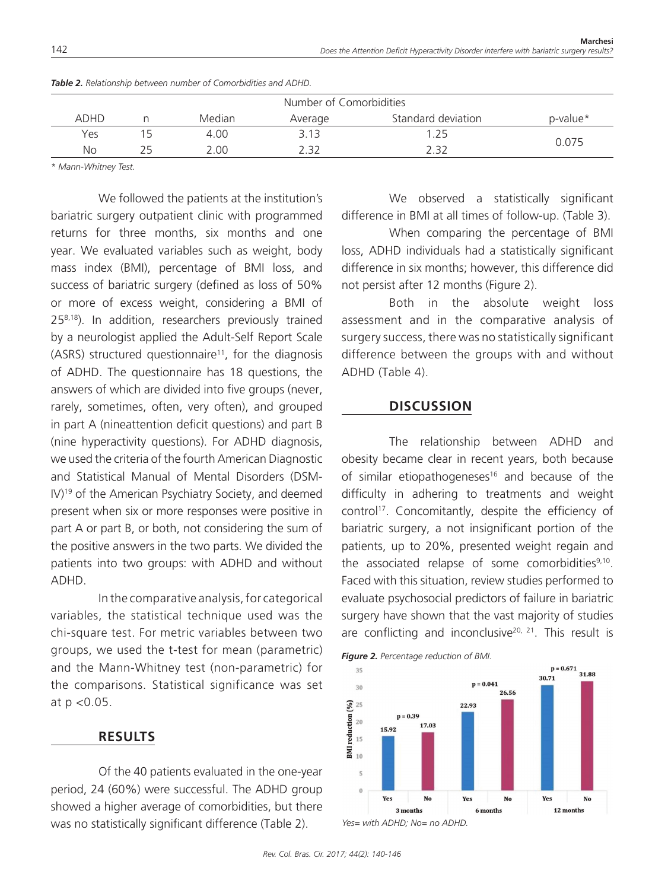***Table 2.*** *Relationship between number of Comorbidities and ADHD.*

| ADHD | n | Number of Comorbidities | | | p-value* |
|---|---|---|---|---|---|
| | | Median | Average | Standard deviation | |
| Yes | 15 | 4.00 | 3.13 | 1.25 | 0.075 |
| No | 25 | 2.00 | 2.32 | 2.32 | |

*\* Mann-Whitney Test.*

We followed the patients at the institution's bariatric surgery outpatient clinic with programmed returns for three months, six months and one year. We evaluated variables such as weight, body mass index (BMI), percentage of BMI loss, and success of bariatric surgery (defined as loss of 50% or more of excess weight, considering a BMI of 25[8,18]). In addition, researchers previously trained by a neurologist applied the Adult-Self Report Scale (ASRS) structured questionnaire[11], for the diagnosis of ADHD. The questionnaire has 18 questions, the answers of which are divided into five groups (never, rarely, sometimes, often, very often), and grouped in part A (nineattention deficit questions) and part B (nine hyperactivity questions). For ADHD diagnosis, we used the criteria of the fourth American Diagnostic and Statistical Manual of Mental Disorders (DSM-IV)[19] of the American Psychiatry Society, and deemed present when six or more responses were positive in part A or part B, or both, not considering the sum of the positive answers in the two parts. We divided the patients into two groups: with ADHD and without ADHD.

In the comparative analysis, for categorical variables, the statistical technique used was the chi-square test. For metric variables between two groups, we used the t-test for mean (parametric) and the Mann-Whitney test (non-parametric) for the comparisons. Statistical significance was set at $p < 0.05$.

## RESULTS

Of the 40 patients evaluated in the one-year period, 24 (60%) were successful. The ADHD group showed a higher average of comorbidities, but there was no statistically significant difference (Table 2).

We observed a statistically significant difference in BMI at all times of follow-up. (Table 3).

When comparing the percentage of BMI loss, ADHD individuals had a statistically significant difference in six months; however, this difference did not persist after 12 months (Figure 2).

Both in the absolute weight loss assessment and in the comparative analysis of surgery success, there was no statistically significant difference between the groups with and without ADHD (Table 4).

## DISCUSSION

The relationship between ADHD and obesity became clear in recent years, both because of similar etiopathogeneses[16] and because of the difficulty in adhering to treatments and weight control[17]. Concomitantly, despite the efficiency of bariatric surgery, a not insignificant portion of the patients, up to 20%, presented weight regain and the associated relapse of some comorbidities[9,10]. Faced with this situation, review studies performed to evaluate psychosocial predictors of failure in bariatric surgery have shown that the vast majority of studies are conflicting and inconclusive[20, 21]. This result is

***Figure 2.*** *Percentage reduction of BMI.*

| | 3 months | | 6 months | | 12 months | |
|---|---|---|---|---|---|---|
| | Yes | No | Yes | No | Yes | No |
| BMI reduction (%) | 15.92 | 17.03 | 22.93 | 26.56 | 30.71 | 31.88 |
| p | 0.39 | | 0.041 | | 0.671 | |

*Yes= with ADHD; No= no ADHD.*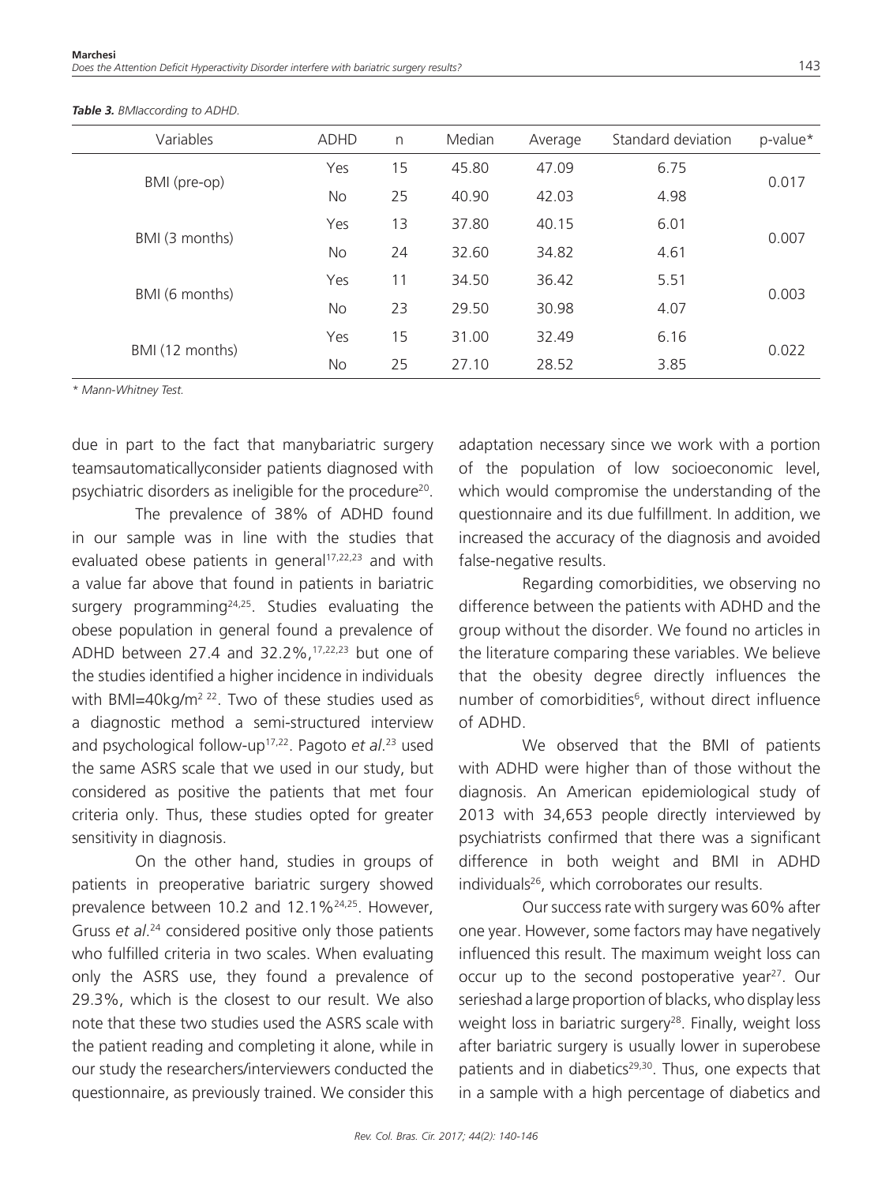*Table 3. BMIaccording to ADHD.*

| Variables | ADHD | n | Median | Average | Standard deviation | p-value* |
|---|---|---|---|---|---|---|
| BMI (pre-op) | Yes | 15 | 45.80 | 47.09 | 6.75 | 0.017 |
| | No | 25 | 40.90 | 42.03 | 4.98 | |
| BMI (3 months) | Yes | 13 | 37.80 | 40.15 | 6.01 | 0.007 |
| | No | 24 | 32.60 | 34.82 | 4.61 | |
| BMI (6 months) | Yes | 11 | 34.50 | 36.42 | 5.51 | 0.003 |
| | No | 23 | 29.50 | 30.98 | 4.07 | |
| BMI (12 months) | Yes | 15 | 31.00 | 32.49 | 6.16 | 0.022 |
| | No | 25 | 27.10 | 28.52 | 3.85 | |

*\* Mann-Whitney Test.*

due in part to the fact that manybariatric surgery teamsautomaticallyconsider patients diagnosed with psychiatric disorders as ineligible for the procedure[20].

The prevalence of 38% of ADHD found in our sample was in line with the studies that evaluated obese patients in general[17,22,23] and with a value far above that found in patients in bariatric surgery programming[24,25]. Studies evaluating the obese population in general found a prevalence of ADHD between 27.4 and 32.2%,[17,22,23] but one of the studies identified a higher incidence in individuals with BMI=40kg/$m^2$ [22]. Two of these studies used as a diagnostic method a semi-structured interview and psychological follow-up[17,22]. Pagoto *et al*.[23] used the same ASRS scale that we used in our study, but considered as positive the patients that met four criteria only. Thus, these studies opted for greater sensitivity in diagnosis.

On the other hand, studies in groups of patients in preoperative bariatric surgery showed prevalence between 10.2 and 12.1%[24,25]. However, Gruss *et al*.[24] considered positive only those patients who fulfilled criteria in two scales. When evaluating only the ASRS use, they found a prevalence of 29.3%, which is the closest to our result. We also note that these two studies used the ASRS scale with the patient reading and completing it alone, while in our study the researchers/interviewers conducted the questionnaire, as previously trained. We consider this adaptation necessary since we work with a portion of the population of low socioeconomic level, which would compromise the understanding of the questionnaire and its due fulfillment. In addition, we increased the accuracy of the diagnosis and avoided false-negative results.

Regarding comorbidities, we observing no difference between the patients with ADHD and the group without the disorder. We found no articles in the literature comparing these variables. We believe that the obesity degree directly influences the number of comorbidities[6], without direct influence of ADHD.

We observed that the BMI of patients with ADHD were higher than of those without the diagnosis. An American epidemiological study of 2013 with 34,653 people directly interviewed by psychiatrists confirmed that there was a significant difference in both weight and BMI in ADHD individuals[26], which corroborates our results.

Our success rate with surgery was 60% after one year. However, some factors may have negatively influenced this result. The maximum weight loss can occur up to the second postoperative year[27]. Our serieshad a large proportion of blacks, who display less weight loss in bariatric surgery[28]. Finally, weight loss after bariatric surgery is usually lower in superobese patients and in diabetics[29,30]. Thus, one expects that in a sample with a high percentage of diabetics and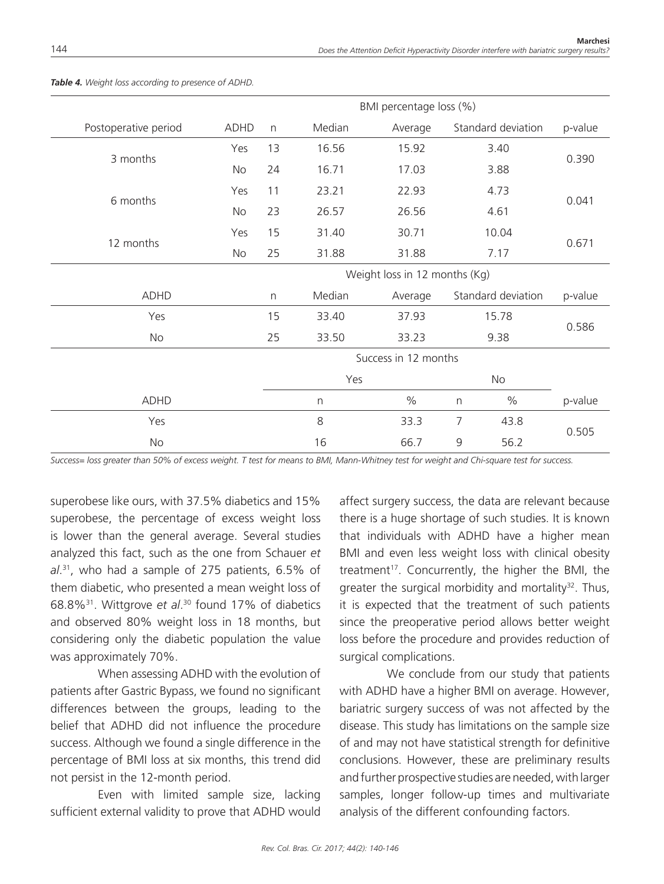***Table 4.*** *Weight loss according to presence of ADHD.*

| | | | BMI percentage loss (%) | | | | |
|---|---|---|---|---|---|---|---|
| Postoperative period | ADHD | n | Median | Average | Standard deviation | | p-value |
| 3 months | Yes | 13 | 16.56 | 15.92 | 3.40 | | 0.390 |
| | No | 24 | 16.71 | 17.03 | 3.88 | | |
| 6 months | Yes | 11 | 23.21 | 22.93 | 4.73 | | 0.041 |
| | No | 23 | 26.57 | 26.56 | 4.61 | | |
| 12 months | Yes | 15 | 31.40 | 30.71 | 10.04 | | 0.671 |
| | No | 25 | 31.88 | 31.88 | 7.17 | | |
| | | | Weight loss in 12 months (Kg) | | | | |
| ADHD | | n | Median | Average | Standard deviation | | p-value |
| Yes | | 15 | 33.40 | 37.93 | 15.78 | | 0.586 |
| No | | 25 | 33.50 | 33.23 | 9.38 | | |
| | | | Success in 12 months | | | | |
| | | | Yes | | No | | |
| ADHD | | | n | % | n | % | p-value |
| Yes | | | 8 | 33.3 | 7 | 43.8 | 0.505 |
| No | | | 16 | 66.7 | 9 | 56.2 | |

*Success= loss greater than 50% of excess weight. T test for means to BMI, Mann-Whitney test for weight and Chi-square test for success.*

superobese like ours, with 37.5% diabetics and 15% superobese, the percentage of excess weight loss is lower than the general average. Several studies analyzed this fact, such as the one from Schauer *et al*.[31], who had a sample of 275 patients, 6.5% of them diabetic, who presented a mean weight loss of 68.8%[31]. Wittgrove *et al*.[30] found 17% of diabetics and observed 80% weight loss in 18 months, but considering only the diabetic population the value was approximately 70%.

When assessing ADHD with the evolution of patients after Gastric Bypass, we found no significant differences between the groups, leading to the belief that ADHD did not influence the procedure success. Although we found a single difference in the percentage of BMI loss at six months, this trend did not persist in the 12-month period.

Even with limited sample size, lacking sufficient external validity to prove that ADHD would affect surgery success, the data are relevant because there is a huge shortage of such studies. It is known that individuals with ADHD have a higher mean BMI and even less weight loss with clinical obesity treatment[17]. Concurrently, the higher the BMI, the greater the surgical morbidity and mortality[32]. Thus, it is expected that the treatment of such patients since the preoperative period allows better weight loss before the procedure and provides reduction of surgical complications.

We conclude from our study that patients with ADHD have a higher BMI on average. However, bariatric surgery success of was not affected by the disease. This study has limitations on the sample size of and may not have statistical strength for definitive conclusions. However, these are preliminary results and further prospective studies are needed, with larger samples, longer follow-up times and multivariate analysis of the different confounding factors.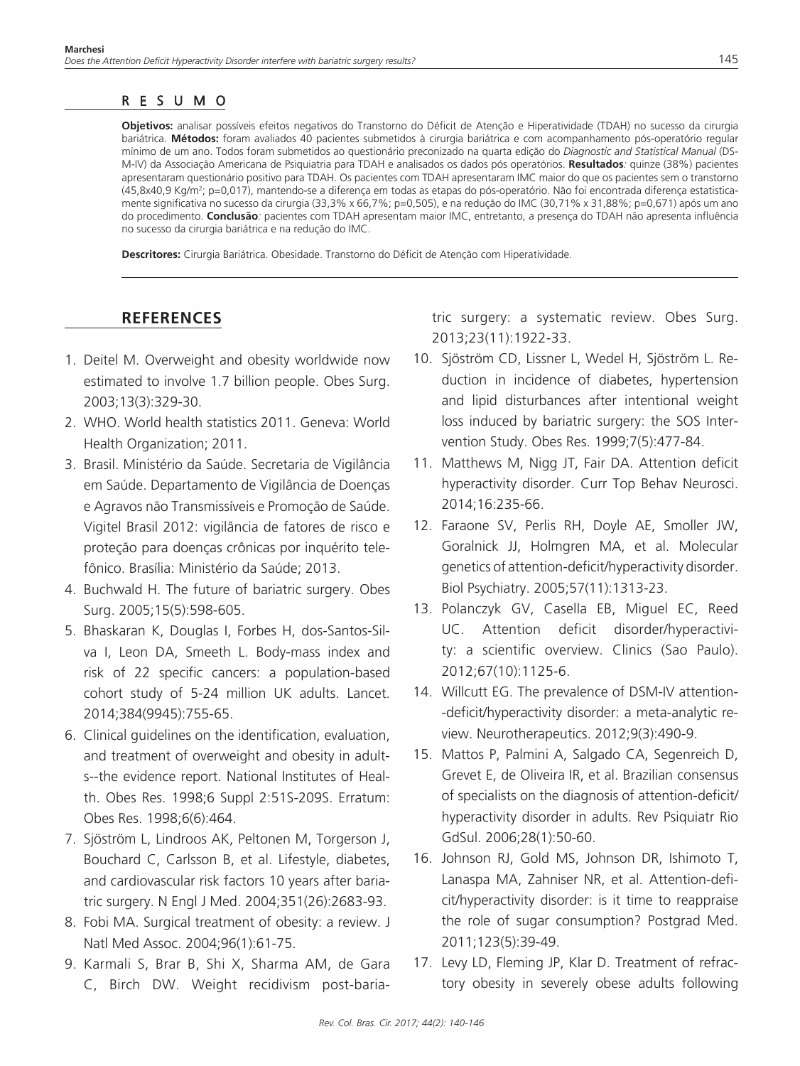## RESUMO

**Objetivos:** analisar possíveis efeitos negativos do Transtorno do Déficit de Atenção e Hiperatividade (TDAH) no sucesso da cirurgia bariátrica. **Métodos:** foram avaliados 40 pacientes submetidos à cirurgia bariátrica e com acompanhamento pós-operatório regular mínimo de um ano. Todos foram submetidos ao questionário preconizado na quarta edição do *Diagnostic and Statistical Manual* (DSM-IV) da Associação Americana de Psiquiatria para TDAH e analisados os dados pós operatórios. **Resultados***:* quinze (38%) pacientes apresentaram questionário positivo para TDAH. Os pacientes com TDAH apresentaram IMC maior do que os pacientes sem o transtorno (45,8x40,9 Kg/m$^2$; p=0,017), mantendo-se a diferença em todas as etapas do pós-operatório. Não foi encontrada diferença estatisticamente significativa no sucesso da cirurgia (33,3% x 66,7%; p=0,505), e na redução do IMC (30,71% x 31,88%; p=0,671) após um ano do procedimento. **Conclusão***:* pacientes com TDAH apresentam maior IMC, entretanto, a presença do TDAH não apresenta influência no sucesso da cirurgia bariátrica e na redução do IMC.

**Descritores:** Cirurgia Bariátrica. Obesidade. Transtorno do Déficit de Atenção com Hiperatividade.

## REFERENCES

1. Deitel M. Overweight and obesity worldwide now estimated to involve 1.7 billion people. Obes Surg. 2003;13(3):329-30.
2. WHO. World health statistics 2011. Geneva: World Health Organization; 2011.
3. Brasil. Ministério da Saúde. Secretaria de Vigilância em Saúde. Departamento de Vigilância de Doenças e Agravos não Transmissíveis e Promoção de Saúde. Vigitel Brasil 2012: vigilância de fatores de risco e proteção para doenças crônicas por inquérito telefônico. Brasília: Ministério da Saúde; 2013.
4. Buchwald H. The future of bariatric surgery. Obes Surg. 2005;15(5):598-605.
5. Bhaskaran K, Douglas I, Forbes H, dos-Santos-Silva I, Leon DA, Smeeth L. Body-mass index and risk of 22 specific cancers: a population-based cohort study of 5-24 million UK adults. Lancet. 2014;384(9945):755-65.
6. Clinical guidelines on the identification, evaluation, and treatment of overweight and obesity in adults--the evidence report. National Institutes of Health. Obes Res. 1998;6 Suppl 2:51S-209S. Erratum: Obes Res. 1998;6(6):464.
7. Sjöström L, Lindroos AK, Peltonen M, Torgerson J, Bouchard C, Carlsson B, et al. Lifestyle, diabetes, and cardiovascular risk factors 10 years after bariatric surgery. N Engl J Med. 2004;351(26):2683-93.
8. Fobi MA. Surgical treatment of obesity: a review. J Natl Med Assoc. 2004;96(1):61-75.
9. Karmali S, Brar B, Shi X, Sharma AM, de Gara C, Birch DW. Weight recidivism post-bariatric surgery: a systematic review. Obes Surg. 2013;23(11):1922-33.
10. Sjöström CD, Lissner L, Wedel H, Sjöström L. Reduction in incidence of diabetes, hypertension and lipid disturbances after intentional weight loss induced by bariatric surgery: the SOS Intervention Study. Obes Res. 1999;7(5):477-84.
11. Matthews M, Nigg JT, Fair DA. Attention deficit hyperactivity disorder. Curr Top Behav Neurosci. 2014;16:235-66.
12. Faraone SV, Perlis RH, Doyle AE, Smoller JW, Goralnick JJ, Holmgren MA, et al. Molecular genetics of attention-deficit/hyperactivity disorder. Biol Psychiatry. 2005;57(11):1313-23.
13. Polanczyk GV, Casella EB, Miguel EC, Reed UC. Attention deficit disorder/hyperactivity: a scientific overview. Clinics (Sao Paulo). 2012;67(10):1125-6.
14. Willcutt EG. The prevalence of DSM-IV attention--deficit/hyperactivity disorder: a meta-analytic review. Neurotherapeutics. 2012;9(3):490-9.
15. Mattos P, Palmini A, Salgado CA, Segenreich D, Grevet E, de Oliveira IR, et al. Brazilian consensus of specialists on the diagnosis of attention-deficit/hyperactivity disorder in adults. Rev Psiquiatr Rio GdSul. 2006;28(1):50-60.
16. Johnson RJ, Gold MS, Johnson DR, Ishimoto T, Lanaspa MA, Zahniser NR, et al. Attention-deficit/hyperactivity disorder: is it time to reappraise the role of sugar consumption? Postgrad Med. 2011;123(5):39-49.
17. Levy LD, Fleming JP, Klar D. Treatment of refractory obesity in severely obese adults following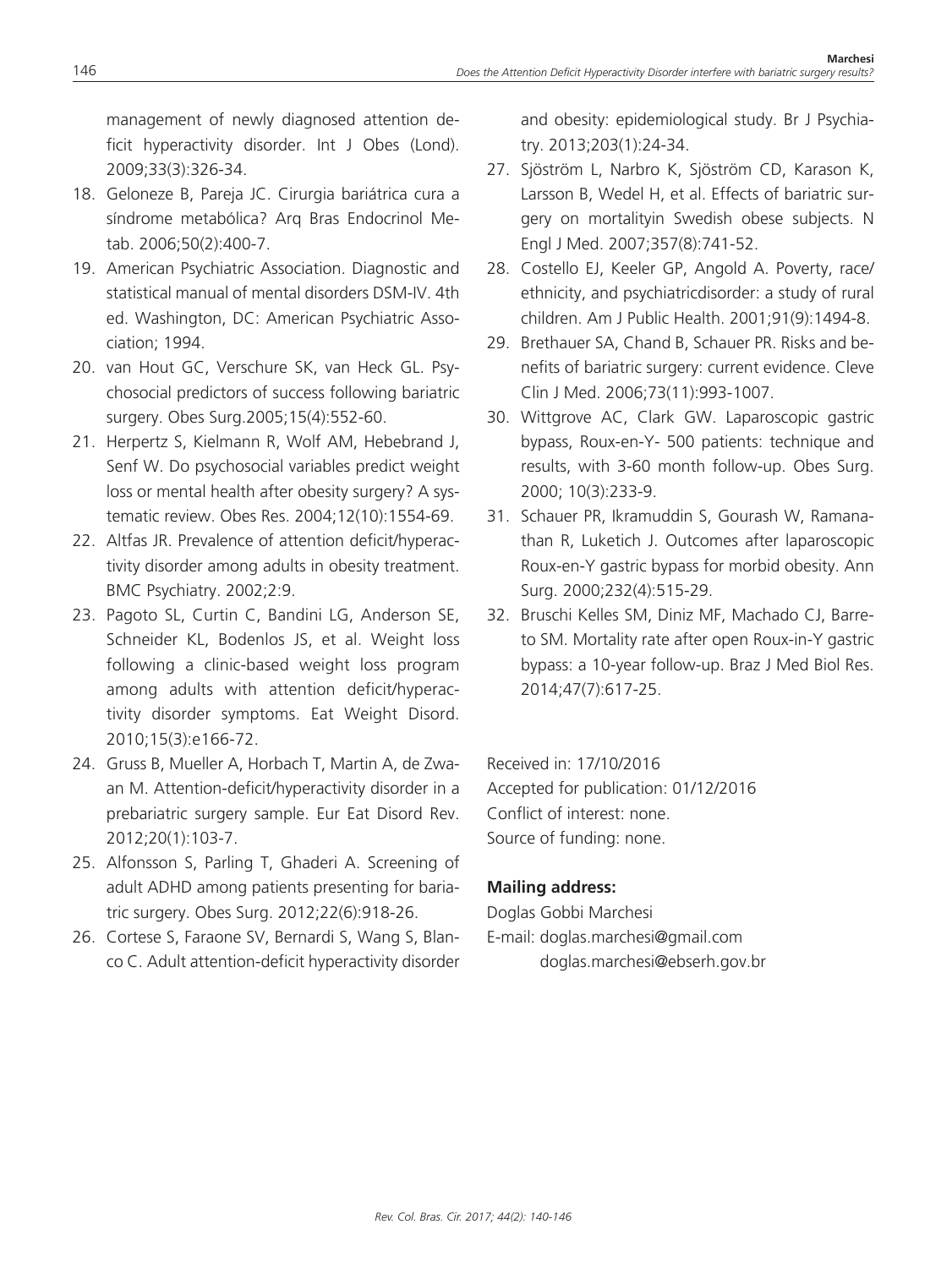management of newly diagnosed attention deficit hyperactivity disorder. Int J Obes (Lond). 2009;33(3):326-34.

18. Geloneze B, Pareja JC. Cirurgia bariátrica cura a síndrome metabólica? Arq Bras Endocrinol Metab. 2006;50(2):400-7.
19. American Psychiatric Association. Diagnostic and statistical manual of mental disorders DSM-IV. 4th ed. Washington, DC: American Psychiatric Association; 1994.
20. van Hout GC, Verschure SK, van Heck GL. Psychosocial predictors of success following bariatric surgery. Obes Surg.2005;15(4):552-60.
21. Herpertz S, Kielmann R, Wolf AM, Hebebrand J, Senf W. Do psychosocial variables predict weight loss or mental health after obesity surgery? A systematic review. Obes Res. 2004;12(10):1554-69.
22. Altfas JR. Prevalence of attention deficit/hyperactivity disorder among adults in obesity treatment. BMC Psychiatry. 2002;2:9.
23. Pagoto SL, Curtin C, Bandini LG, Anderson SE, Schneider KL, Bodenlos JS, et al. Weight loss following a clinic-based weight loss program among adults with attention deficit/hyperactivity disorder symptoms. Eat Weight Disord. 2010;15(3):e166-72.
24. Gruss B, Mueller A, Horbach T, Martin A, de Zwaan M. Attention-deficit/hyperactivity disorder in a prebariatric surgery sample. Eur Eat Disord Rev. 2012;20(1):103-7.
25. Alfonsson S, Parling T, Ghaderi A. Screening of adult ADHD among patients presenting for bariatric surgery. Obes Surg. 2012;22(6):918-26.
26. Cortese S, Faraone SV, Bernardi S, Wang S, Blanco C. Adult attention-deficit hyperactivity disorder and obesity: epidemiological study. Br J Psychiatry. 2013;203(1):24-34.
27. Sjöström L, Narbro K, Sjöström CD, Karason K, Larsson B, Wedel H, et al. Effects of bariatric surgery on mortalityin Swedish obese subjects. N Engl J Med. 2007;357(8):741-52.
28. Costello EJ, Keeler GP, Angold A. Poverty, race/ethnicity, and psychiatricdisorder: a study of rural children. Am J Public Health. 2001;91(9):1494-8.
29. Brethauer SA, Chand B, Schauer PR. Risks and benefits of bariatric surgery: current evidence. Cleve Clin J Med. 2006;73(11):993-1007.
30. Wittgrove AC, Clark GW. Laparoscopic gastric bypass, Roux-en-Y- 500 patients: technique and results, with 3-60 month follow-up. Obes Surg. 2000; 10(3):233-9.
31. Schauer PR, Ikramuddin S, Gourash W, Ramanathan R, Luketich J. Outcomes after laparoscopic Roux-en-Y gastric bypass for morbid obesity. Ann Surg. 2000;232(4):515-29.
32. Bruschi Kelles SM, Diniz MF, Machado CJ, Barreto SM. Mortality rate after open Roux-in-Y gastric bypass: a 10-year follow-up. Braz J Med Biol Res. 2014;47(7):617-25.

Received in: 17/10/2016
Accepted for publication: 01/12/2016
Conflict of interest: none.
Source of funding: none.

**Mailing address:**

Doglas Gobbi Marchesi
E-mail: doglas.marchesi@gmail.com
doglas.marchesi@ebserh.gov.br